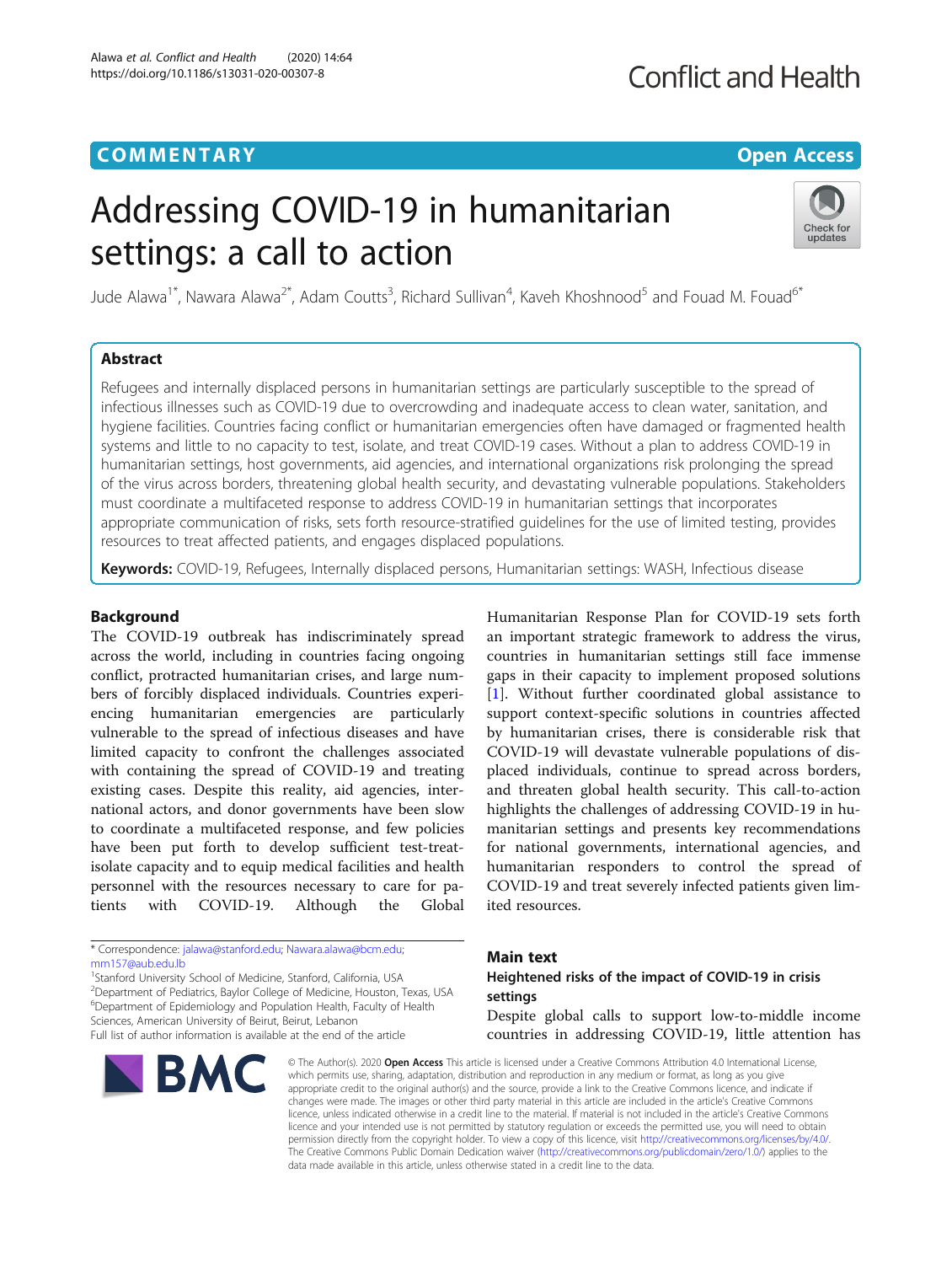COMMENTARY

Open Access

# Addressing COVID-19 in humanitarian settings: a call to action

Jude Alawa[1*], Nawara Alawa[2*], Adam Coutts[3], Richard Sullivan[4], Kaveh Khoshnood[5] and Fouad M. Fouad[6*]

## Abstract

Refugees and internally displaced persons in humanitarian settings are particularly susceptible to the spread of infectious illnesses such as COVID-19 due to overcrowding and inadequate access to clean water, sanitation, and hygiene facilities. Countries facing conflict or humanitarian emergencies often have damaged or fragmented health systems and little to no capacity to test, isolate, and treat COVID-19 cases. Without a plan to address COVID-19 in humanitarian settings, host governments, aid agencies, and international organizations risk prolonging the spread of the virus across borders, threatening global health security, and devastating vulnerable populations. Stakeholders must coordinate a multifaceted response to address COVID-19 in humanitarian settings that incorporates appropriate communication of risks, sets forth resource-stratified guidelines for the use of limited testing, provides resources to treat affected patients, and engages displaced populations.

**Keywords:** COVID-19, Refugees, Internally displaced persons, Humanitarian settings: WASH, Infectious disease

## Background

The COVID-19 outbreak has indiscriminately spread across the world, including in countries facing ongoing conflict, protracted humanitarian crises, and large numbers of forcibly displaced individuals. Countries experiencing humanitarian emergencies are particularly vulnerable to the spread of infectious diseases and have limited capacity to confront the challenges associated with containing the spread of COVID-19 and treating existing cases. Despite this reality, aid agencies, international actors, and donor governments have been slow to coordinate a multifaceted response, and few policies have been put forth to develop sufficient test-treat-isolate capacity and to equip medical facilities and health personnel with the resources necessary to care for patients with COVID-19. Although the Global Humanitarian Response Plan for COVID-19 sets forth an important strategic framework to address the virus, countries in humanitarian settings still face immense gaps in their capacity to implement proposed solutions [1]. Without further coordinated global assistance to support context-specific solutions in countries affected by humanitarian crises, there is considerable risk that COVID-19 will devastate vulnerable populations of displaced individuals, continue to spread across borders, and threaten global health security. This call-to-action highlights the challenges of addressing COVID-19 in humanitarian settings and presents key recommendations for national governments, international agencies, and humanitarian responders to control the spread of COVID-19 and treat severely infected patients given limited resources.

## Main text

### Heightened risks of the impact of COVID-19 in crisis settings

Despite global calls to support low-to-middle income countries in addressing COVID-19, little attention has

\* Correspondence: jalawa@stanford.edu; Nawara.alawa@bcm.edu; mm157@aub.edu.lb

[1]Stanford University School of Medicine, Stanford, California, USA

[2]Department of Pediatrics, Baylor College of Medicine, Houston, Texas, USA

[6]Department of Epidemiology and Population Health, Faculty of Health Sciences, American University of Beirut, Beirut, Lebanon

Full list of author information is available at the end of the article

© The Author(s). 2020 **Open Access** This article is licensed under a Creative Commons Attribution 4.0 International License, which permits use, sharing, adaptation, distribution and reproduction in any medium or format, as long as you give appropriate credit to the original author(s) and the source, provide a link to the Creative Commons licence, and indicate if changes were made. The images or other third party material in this article are included in the article's Creative Commons licence, unless indicated otherwise in a credit line to the material. If material is not included in the article's Creative Commons licence and your intended use is not permitted by statutory regulation or exceeds the permitted use, you will need to obtain permission directly from the copyright holder. To view a copy of this licence, visit http://creativecommons.org/licenses/by/4.0/. The Creative Commons Public Domain Dedication waiver (http://creativecommons.org/publicdomain/zero/1.0/) applies to the data made available in this article, unless otherwise stated in a credit line to the data.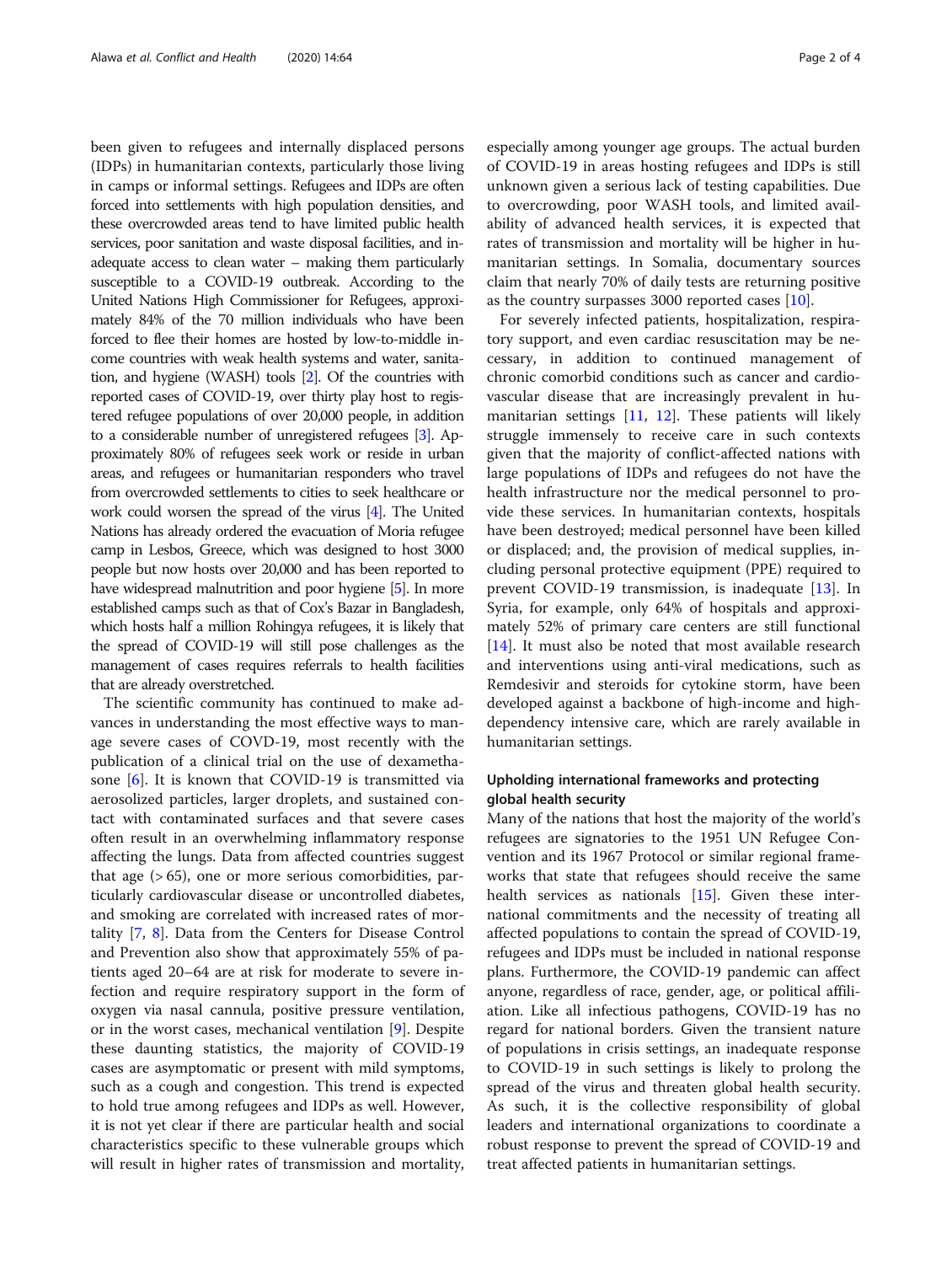been given to refugees and internally displaced persons (IDPs) in humanitarian contexts, particularly those living in camps or informal settings. Refugees and IDPs are often forced into settlements with high population densities, and these overcrowded areas tend to have limited public health services, poor sanitation and waste disposal facilities, and inadequate access to clean water – making them particularly susceptible to a COVID-19 outbreak. According to the United Nations High Commissioner for Refugees, approximately 84% of the 70 million individuals who have been forced to flee their homes are hosted by low-to-middle income countries with weak health systems and water, sanitation, and hygiene (WASH) tools [2]. Of the countries with reported cases of COVID-19, over thirty play host to registered refugee populations of over 20,000 people, in addition to a considerable number of unregistered refugees [3]. Approximately 80% of refugees seek work or reside in urban areas, and refugees or humanitarian responders who travel from overcrowded settlements to cities to seek healthcare or work could worsen the spread of the virus [4]. The United Nations has already ordered the evacuation of Moria refugee camp in Lesbos, Greece, which was designed to host 3000 people but now hosts over 20,000 and has been reported to have widespread malnutrition and poor hygiene [5]. In more established camps such as that of Cox's Bazar in Bangladesh, which hosts half a million Rohingya refugees, it is likely that the spread of COVID-19 will still pose challenges as the management of cases requires referrals to health facilities that are already overstretched.

The scientific community has continued to make advances in understanding the most effective ways to manage severe cases of COVD-19, most recently with the publication of a clinical trial on the use of dexamethasone [6]. It is known that COVID-19 is transmitted via aerosolized particles, larger droplets, and sustained contact with contaminated surfaces and that severe cases often result in an overwhelming inflammatory response affecting the lungs. Data from affected countries suggest that age (> 65), one or more serious comorbidities, particularly cardiovascular disease or uncontrolled diabetes, and smoking are correlated with increased rates of mortality [7, 8]. Data from the Centers for Disease Control and Prevention also show that approximately 55% of patients aged 20–64 are at risk for moderate to severe infection and require respiratory support in the form of oxygen via nasal cannula, positive pressure ventilation, or in the worst cases, mechanical ventilation [9]. Despite these daunting statistics, the majority of COVID-19 cases are asymptomatic or present with mild symptoms, such as a cough and congestion. This trend is expected to hold true among refugees and IDPs as well. However, it is not yet clear if there are particular health and social characteristics specific to these vulnerable groups which will result in higher rates of transmission and mortality, especially among younger age groups. The actual burden of COVID-19 in areas hosting refugees and IDPs is still unknown given a serious lack of testing capabilities. Due to overcrowding, poor WASH tools, and limited availability of advanced health services, it is expected that rates of transmission and mortality will be higher in humanitarian settings. In Somalia, documentary sources claim that nearly 70% of daily tests are returning positive as the country surpasses 3000 reported cases [10].

For severely infected patients, hospitalization, respiratory support, and even cardiac resuscitation may be necessary, in addition to continued management of chronic comorbid conditions such as cancer and cardiovascular disease that are increasingly prevalent in humanitarian settings [11, 12]. These patients will likely struggle immensely to receive care in such contexts given that the majority of conflict-affected nations with large populations of IDPs and refugees do not have the health infrastructure nor the medical personnel to provide these services. In humanitarian contexts, hospitals have been destroyed; medical personnel have been killed or displaced; and, the provision of medical supplies, including personal protective equipment (PPE) required to prevent COVID-19 transmission, is inadequate [13]. In Syria, for example, only 64% of hospitals and approximately 52% of primary care centers are still functional [14]. It must also be noted that most available research and interventions using anti-viral medications, such as Remdesivir and steroids for cytokine storm, have been developed against a backbone of high-income and high-dependency intensive care, which are rarely available in humanitarian settings.

## Upholding international frameworks and protecting global health security

Many of the nations that host the majority of the world's refugees are signatories to the 1951 UN Refugee Convention and its 1967 Protocol or similar regional frameworks that state that refugees should receive the same health services as nationals [15]. Given these international commitments and the necessity of treating all affected populations to contain the spread of COVID-19, refugees and IDPs must be included in national response plans. Furthermore, the COVID-19 pandemic can affect anyone, regardless of race, gender, age, or political affiliation. Like all infectious pathogens, COVID-19 has no regard for national borders. Given the transient nature of populations in crisis settings, an inadequate response to COVID-19 in such settings is likely to prolong the spread of the virus and threaten global health security. As such, it is the collective responsibility of global leaders and international organizations to coordinate a robust response to prevent the spread of COVID-19 and treat affected patients in humanitarian settings.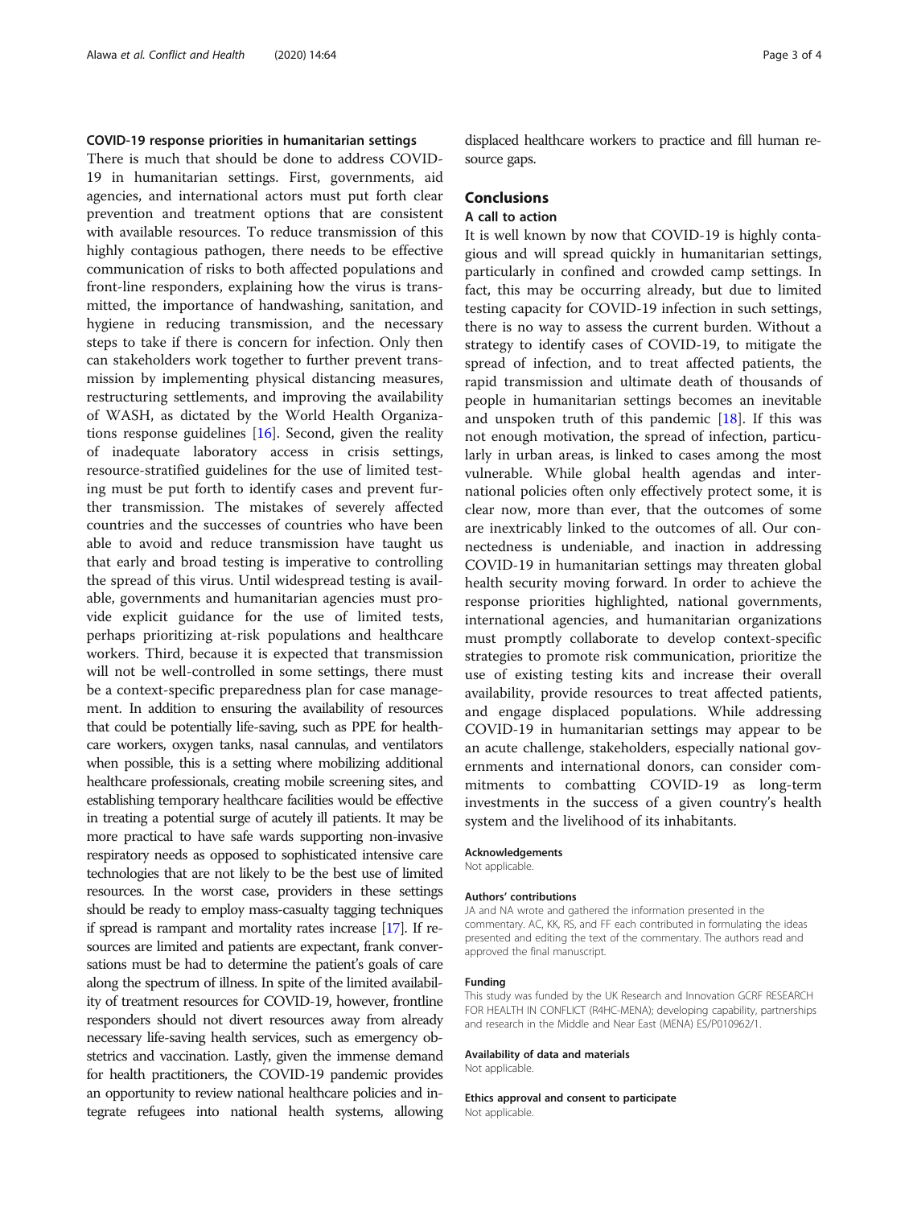### COVID-19 response priorities in humanitarian settings

There is much that should be done to address COVID-19 in humanitarian settings. First, governments, aid agencies, and international actors must put forth clear prevention and treatment options that are consistent with available resources. To reduce transmission of this highly contagious pathogen, there needs to be effective communication of risks to both affected populations and front-line responders, explaining how the virus is transmitted, the importance of handwashing, sanitation, and hygiene in reducing transmission, and the necessary steps to take if there is concern for infection. Only then can stakeholders work together to further prevent transmission by implementing physical distancing measures, restructuring settlements, and improving the availability of WASH, as dictated by the World Health Organizations response guidelines [16]. Second, given the reality of inadequate laboratory access in crisis settings, resource-stratified guidelines for the use of limited testing must be put forth to identify cases and prevent further transmission. The mistakes of severely affected countries and the successes of countries who have been able to avoid and reduce transmission have taught us that early and broad testing is imperative to controlling the spread of this virus. Until widespread testing is available, governments and humanitarian agencies must provide explicit guidance for the use of limited tests, perhaps prioritizing at-risk populations and healthcare workers. Third, because it is expected that transmission will not be well-controlled in some settings, there must be a context-specific preparedness plan for case management. In addition to ensuring the availability of resources that could be potentially life-saving, such as PPE for healthcare workers, oxygen tanks, nasal cannulas, and ventilators when possible, this is a setting where mobilizing additional healthcare professionals, creating mobile screening sites, and establishing temporary healthcare facilities would be effective in treating a potential surge of acutely ill patients. It may be more practical to have safe wards supporting non-invasive respiratory needs as opposed to sophisticated intensive care technologies that are not likely to be the best use of limited resources. In the worst case, providers in these settings should be ready to employ mass-casualty tagging techniques if spread is rampant and mortality rates increase [17]. If resources are limited and patients are expectant, frank conversations must be had to determine the patient's goals of care along the spectrum of illness. In spite of the limited availability of treatment resources for COVID-19, however, frontline responders should not divert resources away from already necessary life-saving health services, such as emergency obstetrics and vaccination. Lastly, given the immense demand for health practitioners, the COVID-19 pandemic provides an opportunity to review national healthcare policies and integrate refugees into national health systems, allowing displaced healthcare workers to practice and fill human resource gaps.

## Conclusions

### A call to action

It is well known by now that COVID-19 is highly contagious and will spread quickly in humanitarian settings, particularly in confined and crowded camp settings. In fact, this may be occurring already, but due to limited testing capacity for COVID-19 infection in such settings, there is no way to assess the current burden. Without a strategy to identify cases of COVID-19, to mitigate the spread of infection, and to treat affected patients, the rapid transmission and ultimate death of thousands of people in humanitarian settings becomes an inevitable and unspoken truth of this pandemic [18]. If this was not enough motivation, the spread of infection, particularly in urban areas, is linked to cases among the most vulnerable. While global health agendas and international policies often only effectively protect some, it is clear now, more than ever, that the outcomes of some are inextricably linked to the outcomes of all. Our connectedness is undeniable, and inaction in addressing COVID-19 in humanitarian settings may threaten global health security moving forward. In order to achieve the response priorities highlighted, national governments, international agencies, and humanitarian organizations must promptly collaborate to develop context-specific strategies to promote risk communication, prioritize the use of existing testing kits and increase their overall availability, provide resources to treat affected patients, and engage displaced populations. While addressing COVID-19 in humanitarian settings may appear to be an acute challenge, stakeholders, especially national governments and international donors, can consider commitments to combatting COVID-19 as long-term investments in the success of a given country's health system and the livelihood of its inhabitants.

#### Acknowledgements

Not applicable.

#### Authors' contributions

JA and NA wrote and gathered the information presented in the commentary. AC, KK, RS, and FF each contributed in formulating the ideas presented and editing the text of the commentary. The authors read and approved the final manuscript.

#### Funding

This study was funded by the UK Research and Innovation GCRF RESEARCH FOR HEALTH IN CONFLICT (R4HC-MENA); developing capability, partnerships and research in the Middle and Near East (MENA) ES/P010962/1.

#### Availability of data and materials

Not applicable.

#### Ethics approval and consent to participate

Not applicable.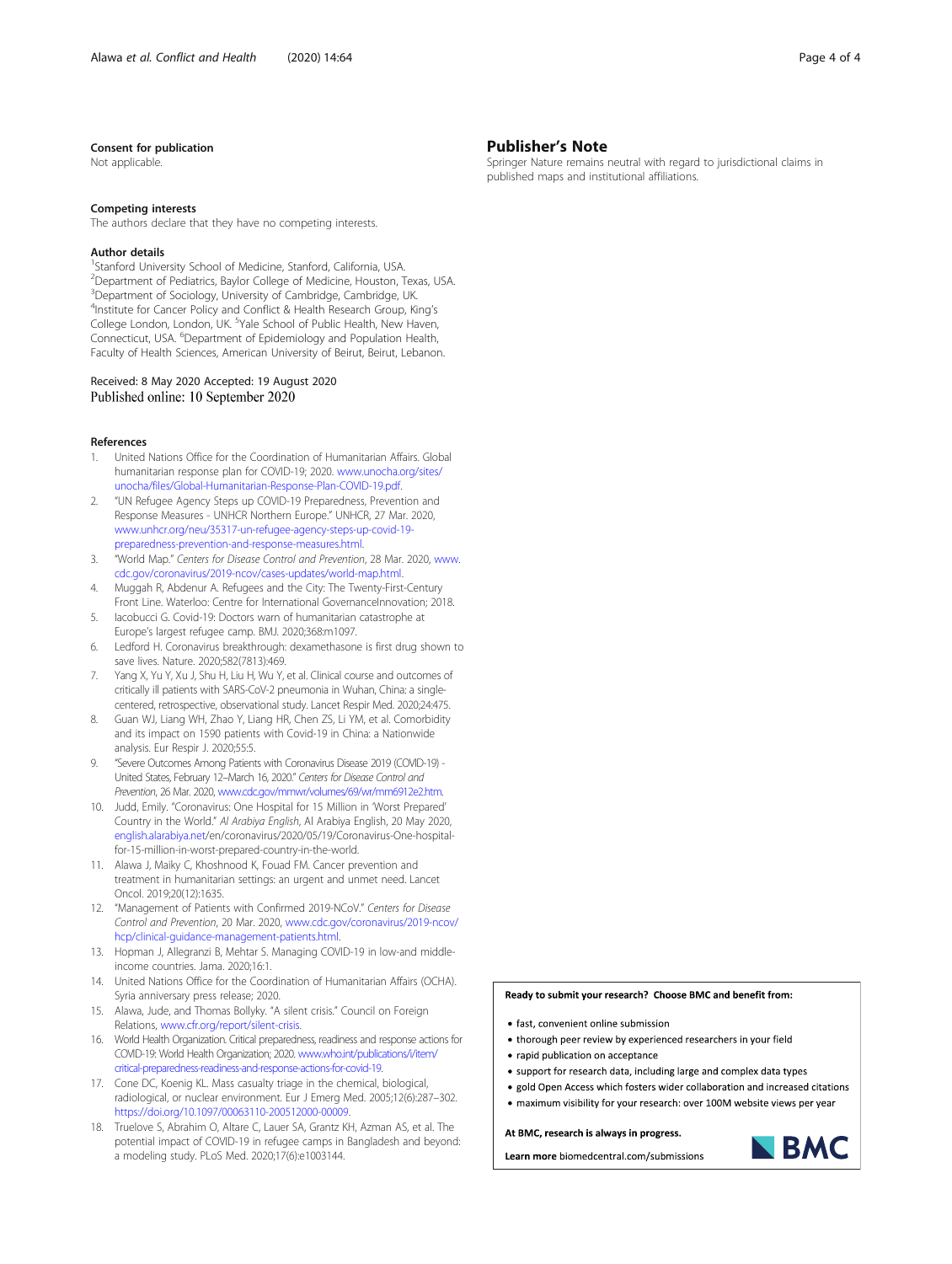### Consent for publication

Not applicable.

### Competing interests

The authors declare that they have no competing interests.

### Author details

[1]Stanford University School of Medicine, Stanford, California, USA. [2]Department of Pediatrics, Baylor College of Medicine, Houston, Texas, USA. [3]Department of Sociology, University of Cambridge, Cambridge, UK. [4]Institute for Cancer Policy and Conflict & Health Research Group, King's College London, London, UK. [5]Yale School of Public Health, New Haven, Connecticut, USA. [6]Department of Epidemiology and Population Health, Faculty of Health Sciences, American University of Beirut, Beirut, Lebanon.

Received: 8 May 2020 Accepted: 19 August 2020
Published online: 10 September 2020

### References

1. United Nations Office for the Coordination of Humanitarian Affairs. Global humanitarian response plan for COVID-19; 2020. www.unocha.org/sites/unocha/files/Global-Humanitarian-Response-Plan-COVID-19.pdf.
2. "UN Refugee Agency Steps up COVID-19 Preparedness, Prevention and Response Measures - UNHCR Northern Europe." UNHCR, 27 Mar. 2020, www.unhcr.org/neu/35317-un-refugee-agency-steps-up-covid-19-preparedness-prevention-and-response-measures.html.
3. "World Map." *Centers for Disease Control and Prevention*, 28 Mar. 2020, www.cdc.gov/coronavirus/2019-ncov/cases-updates/world-map.html.
4. Muggah R, Abdenur A. Refugees and the City: The Twenty-First-Century Front Line. Waterloo: Centre for International GovernanceInnovation; 2018.
5. Iacobucci G. Covid-19: Doctors warn of humanitarian catastrophe at Europe's largest refugee camp. BMJ. 2020;368:m1097.
6. Ledford H. Coronavirus breakthrough: dexamethasone is first drug shown to save lives. Nature. 2020;582(7813):469.
7. Yang X, Yu Y, Xu J, Shu H, Liu H, Wu Y, et al. Clinical course and outcomes of critically ill patients with SARS-CoV-2 pneumonia in Wuhan, China: a single-centered, retrospective, observational study. Lancet Respir Med. 2020;24:475.
8. Guan WJ, Liang WH, Zhao Y, Liang HR, Chen ZS, Li YM, et al. Comorbidity and its impact on 1590 patients with Covid-19 in China: a Nationwide analysis. Eur Respir J. 2020;55:5.
9. "Severe Outcomes Among Patients with Coronavirus Disease 2019 (COVID-19) - United States, February 12–March 16, 2020." *Centers for Disease Control and Prevention*, 26 Mar. 2020, www.cdc.gov/mmwr/volumes/69/wr/mm6912e2.htm.
10. Judd, Emily. "Coronavirus: One Hospital for 15 Million in 'Worst Prepared' Country in the World." *Al Arabiya English*, Al Arabiya English, 20 May 2020, english.alarabiya.net/en/coronavirus/2020/05/19/Coronavirus-One-hospital-for-15-million-in-worst-prepared-country-in-the-world.
11. Alawa J, Maiky C, Khoshnood K, Fouad FM. Cancer prevention and treatment in humanitarian settings: an urgent and unmet need. Lancet Oncol. 2019;20(12):1635.
12. "Management of Patients with Confirmed 2019-NCoV." *Centers for Disease Control and Prevention*, 20 Mar. 2020, www.cdc.gov/coronavirus/2019-ncov/hcp/clinical-guidance-management-patients.html.
13. Hopman J, Allegranzi B, Mehtar S. Managing COVID-19 in low-and middle-income countries. Jama. 2020;16:1.
14. United Nations Office for the Coordination of Humanitarian Affairs (OCHA). Syria anniversary press release; 2020.
15. Alawa, Jude, and Thomas Bollyky. "A silent crisis." Council on Foreign Relations, www.cfr.org/report/silent-crisis.
16. World Health Organization. Critical preparedness, readiness and response actions for COVID-19: World Health Organization; 2020. www.who.int/publications/i/item/critical-preparedness-readiness-and-response-actions-for-covid-19.
17. Cone DC, Koenig KL. Mass casualty triage in the chemical, biological, radiological, or nuclear environment. Eur J Emerg Med. 2005;12(6):287–302. https://doi.org/10.1097/00063110-200512000-00009.
18. Truelove S, Abrahim O, Altare C, Lauer SA, Grantz KH, Azman AS, et al. The potential impact of COVID-19 in refugee camps in Bangladesh and beyond: a modeling study. PLoS Med. 2020;17(6):e1003144.

## Publisher's Note

Springer Nature remains neutral with regard to jurisdictional claims in published maps and institutional affiliations.

**Ready to submit your research? Choose BMC and benefit from:**

- fast, convenient online submission
- thorough peer review by experienced researchers in your field
- rapid publication on acceptance
- support for research data, including large and complex data types
- gold Open Access which fosters wider collaboration and increased citations
- maximum visibility for your research: over 100M website views per year

**At BMC, research is always in progress.**

**Learn more** biomedcentral.com/submissions

BMC